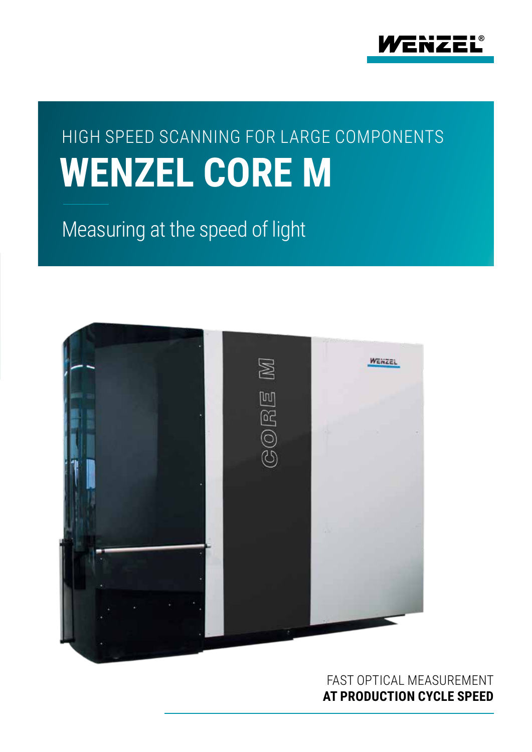HIGH SPEED SCANNING FOR LARGE COMPONENTS

# WENZEL CORE M

Measuring at the speed of light

FAST OPTICAL MEASUREMENT
**AT PRODUCTION CYCLE SPEED**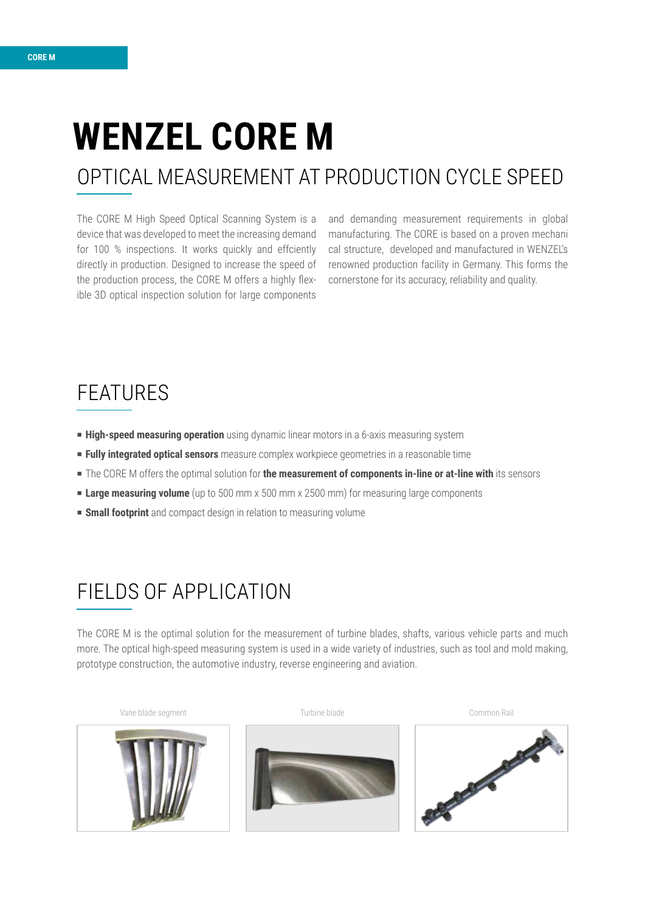# WENZEL CORE M

## OPTICAL MEASUREMENT AT PRODUCTION CYCLE SPEED

The CORE M High Speed Optical Scanning System is a device that was developed to meet the increasing demand for 100 % inspections. It works quickly and effciently directly in production. Designed to increase the speed of the production process, the CORE M offers a highly flexible 3D optical inspection solution for large components and demanding measurement requirements in global manufacturing. The CORE is based on a proven mechanical structure, developed and manufactured in WENZEL's renowned production facility in Germany. This forms the cornerstone for its accuracy, reliability and quality.

## FEATURES

- **High-speed measuring operation** using dynamic linear motors in a 6-axis measuring system
- **Fully integrated optical sensors** measure complex workpiece geometries in a reasonable time
- The CORE M offers the optimal solution for **the measurement of components in-line or at-line with** its sensors
- **Large measuring volume** (up to 500 mm x 500 mm x 2500 mm) for measuring large components
- **Small footprint** and compact design in relation to measuring volume

## FIELDS OF APPLICATION

The CORE M is the optimal solution for the measurement of turbine blades, shafts, various vehicle parts and much more. The optical high-speed measuring system is used in a wide variety of industries, such as tool and mold making, prototype construction, the automotive industry, reverse engineering and aviation.

Vane blade segment

Turbine blade

Common Rail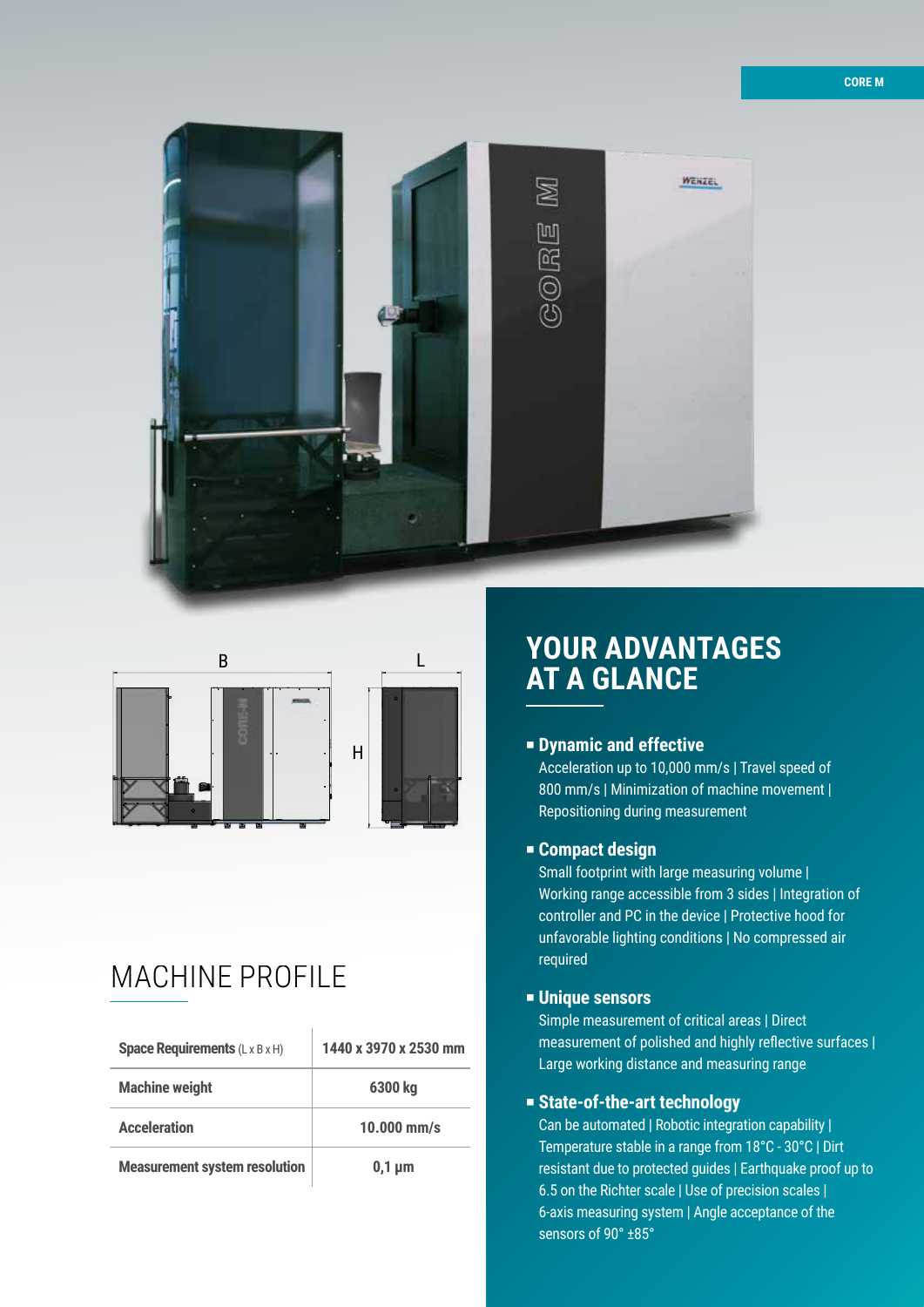## MACHINE PROFILE

| Space Requirements (L x B x H) | 1440 x 3970 x 2530 mm |
|---|---|
| Machine weight | 6300 kg |
| Acceleration | 10.000 mm/s |
| Measurement system resolution | 0,1 µm |

## YOUR ADVANTAGES AT A GLANCE

- **Dynamic and effective**
  Acceleration up to 10,000 mm/s | Travel speed of 800 mm/s | Minimization of machine movement | Repositioning during measurement

- **Compact design**
  Small footprint with large measuring volume | Working range accessible from 3 sides | Integration of controller and PC in the device | Protective hood for unfavorable lighting conditions | No compressed air required

- **Unique sensors**
  Simple measurement of critical areas | Direct measurement of polished and highly reflective surfaces | Large working distance and measuring range

- **State-of-the-art technology**
  Can be automated | Robotic integration capability | Temperature stable in a range from 18°C - 30°C | Dirt resistant due to protected guides | Earthquake proof up to 6.5 on the Richter scale | Use of precision scales | 6-axis measuring system | Angle acceptance of the sensors of 90° ±85°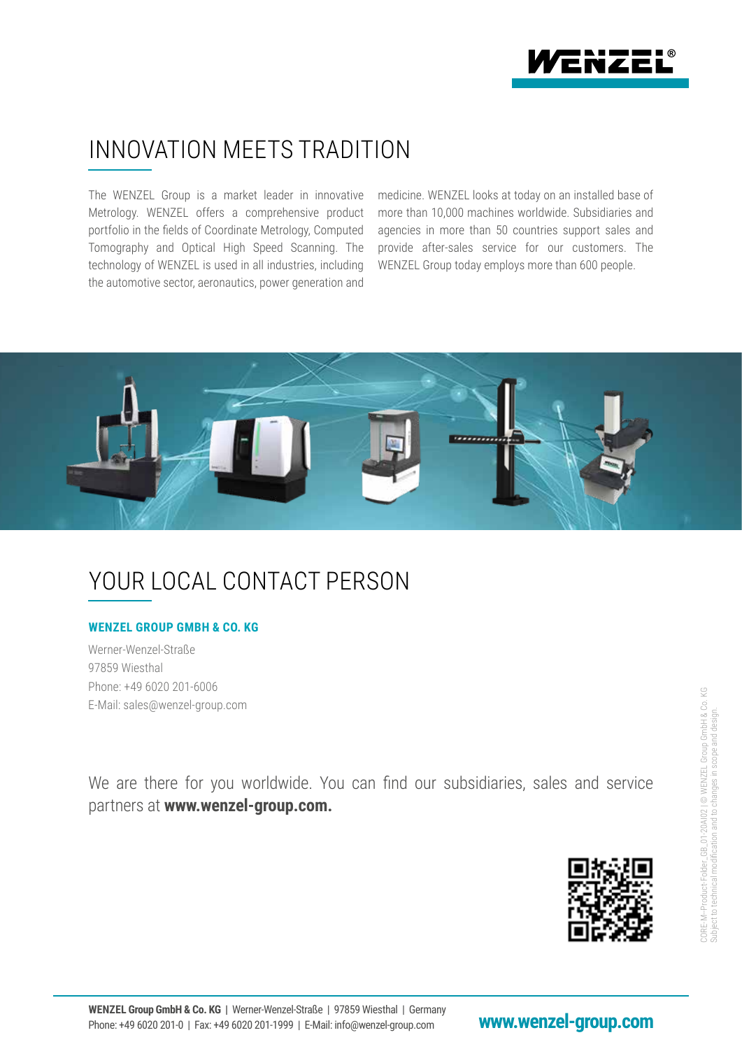# INNOVATION MEETS TRADITION

The WENZEL Group is a market leader in innovative Metrology. WENZEL offers a comprehensive product portfolio in the fields of Coordinate Metrology, Computed Tomography and Optical High Speed Scanning. The technology of WENZEL is used in all industries, including the automotive sector, aeronautics, power generation and medicine. WENZEL looks at today on an installed base of more than 10,000 machines worldwide. Subsidiaries and agencies in more than 50 countries support sales and provide after-sales service for our customers. The WENZEL Group today employs more than 600 people.

# YOUR LOCAL CONTACT PERSON

**WENZEL GROUP GMBH & CO. KG**

Werner-Wenzel-Straße
97859 Wiesthal
Phone: +49 6020 201-6006
E-Mail: sales@wenzel-group.com

We are there for you worldwide. You can find our subsidiaries, sales and service partners at **www.wenzel-group.com.**

CORE-M–Product-Folder_GB_01-20A|02 | © WENZEL Group GmbH & Co. KG
Subject to technical modification and to changes in scope and design.

**WENZEL Group GmbH & Co. KG** | Werner-Wenzel-Straße | 97859 Wiesthal | Germany
Phone: +49 6020 201-0 | Fax: +49 6020 201-1999 | E-Mail: info@wenzel-group.com

**www.wenzel-group.com**